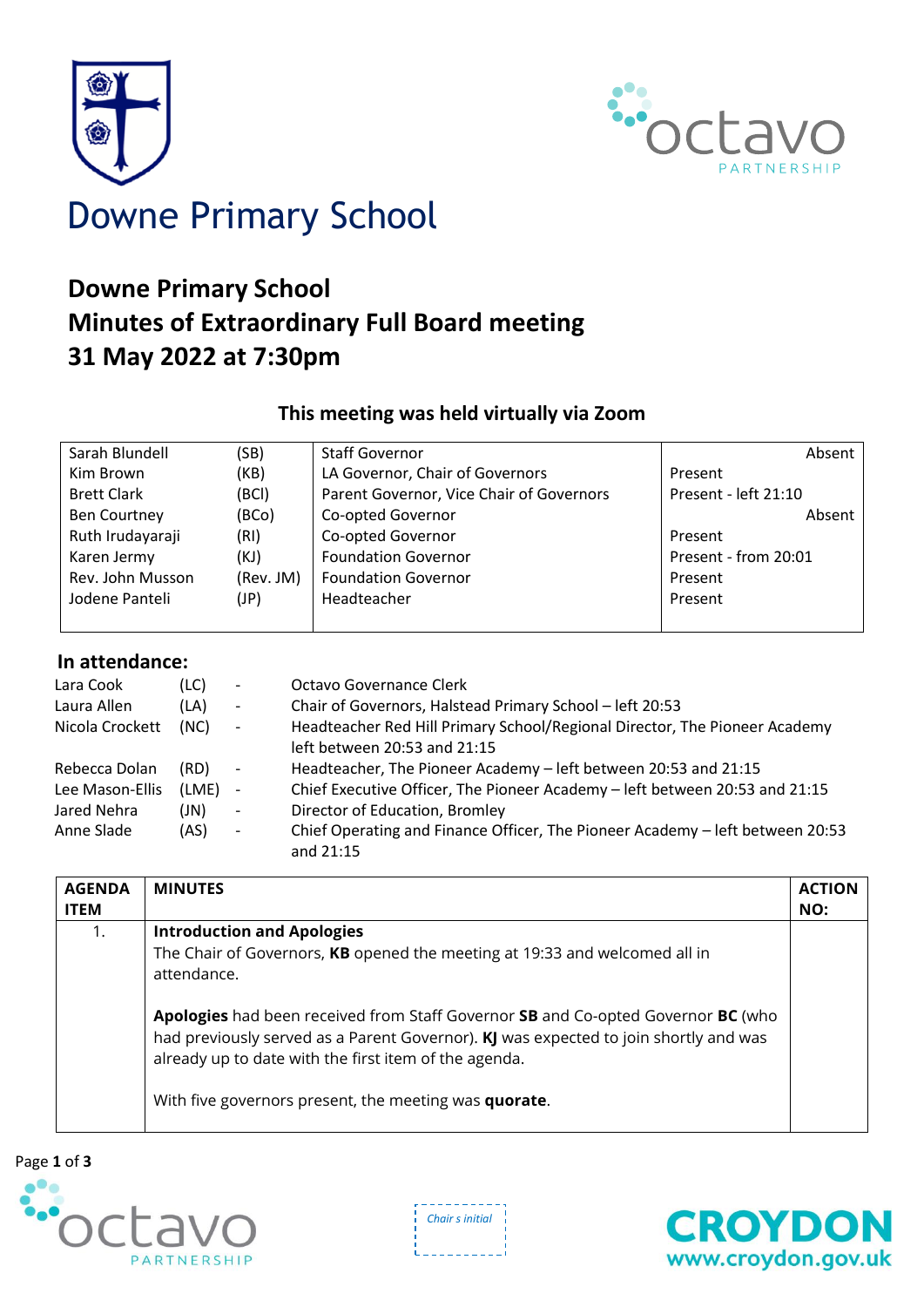# Downe Primary School

## Downe Primary School
## Minutes of Extraordinary Full Board meeting
## 31 May 2022 at 7:30pm

### This meeting was held virtually via Zoom

| | | | |
|---|---|---|---|
| Sarah Blundell | (SB) | Staff Governor | Absent |
| Kim Brown | (KB) | LA Governor, Chair of Governors | Present |
| Brett Clark | (BCl) | Parent Governor, Vice Chair of Governors | Present - left 21:10 |
| Ben Courtney | (BCo) | Co-opted Governor | Absent |
| Ruth Irudayaraji | (RI) | Co-opted Governor | Present |
| Karen Jermy | (KJ) | Foundation Governor | Present - from 20:01 |
| Rev. John Musson | (Rev. JM) | Foundation Governor | Present |
| Jodene Panteli | (JP) | Headteacher | Present |

### In attendance:

| | | | |
|---|---|---|---|
| Lara Cook | (LC) | - | Octavo Governance Clerk |
| Laura Allen | (LA) | - | Chair of Governors, Halstead Primary School – left 20:53 |
| Nicola Crockett | (NC) | - | Headteacher Red Hill Primary School/Regional Director, The Pioneer Academy left between 20:53 and 21:15 |
| Rebecca Dolan | (RD) | - | Headteacher, The Pioneer Academy – left between 20:53 and 21:15 |
| Lee Mason-Ellis | (LME) | - | Chief Executive Officer, The Pioneer Academy – left between 20:53 and 21:15 |
| Jared Nehra | (JN) | - | Director of Education, Bromley |
| Anne Slade | (AS) | - | Chief Operating and Finance Officer, The Pioneer Academy – left between 20:53 and 21:15 |

| AGENDA ITEM | MINUTES | ACTION NO: |
|---|---|---|
| 1. | **Introduction and Apologies**<br>The Chair of Governors, **KB** opened the meeting at 19:33 and welcomed all in attendance.<br><br>**Apologies** had been received from Staff Governor **SB** and Co-opted Governor **BC** (who had previously served as a Parent Governor). **KJ** was expected to join shortly and was already up to date with the first item of the agenda.<br><br>With five governors present, the meeting was **quorate**. | |

Chair s initial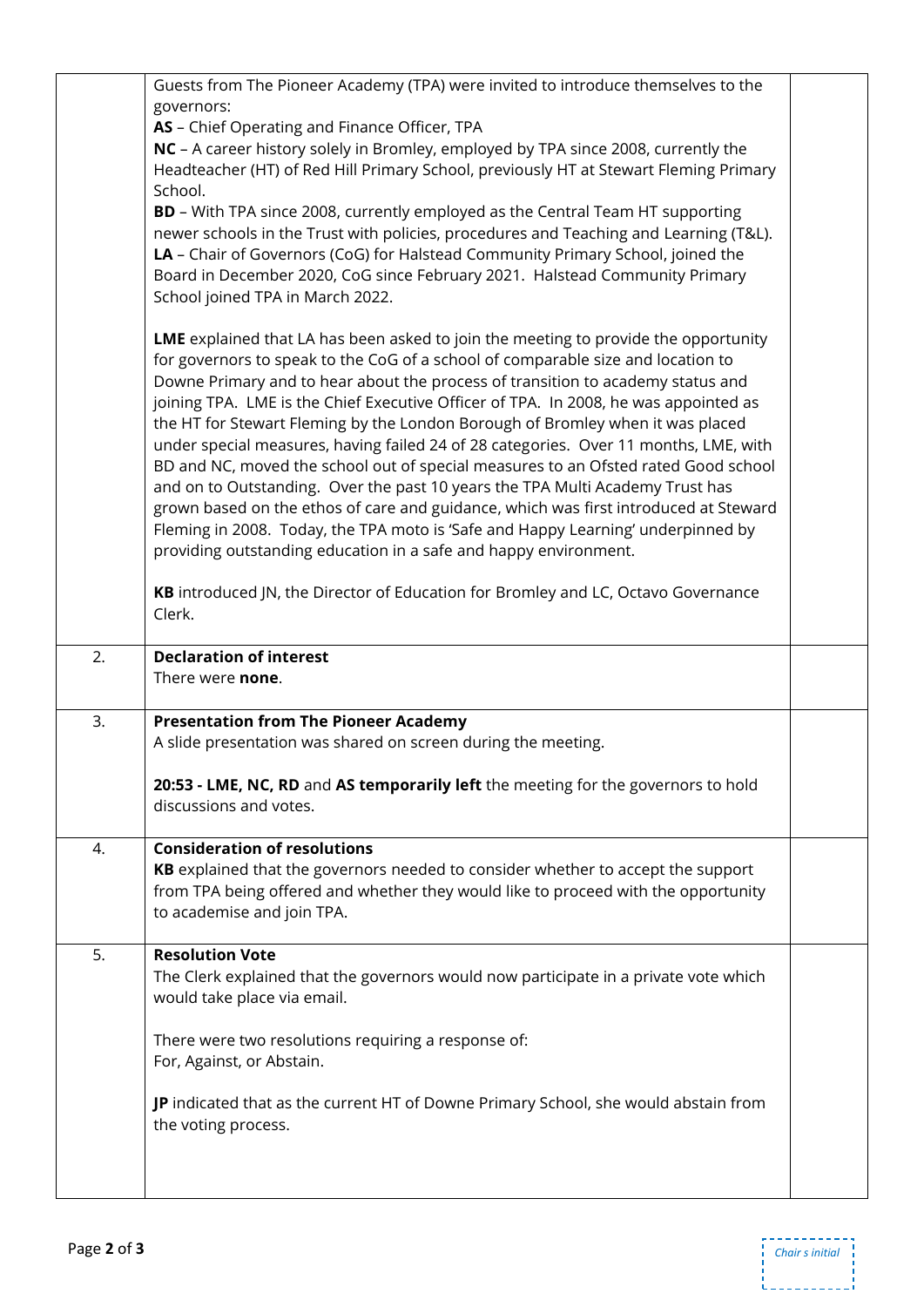| | | |
|---|---|---|
| | Guests from The Pioneer Academy (TPA) were invited to introduce themselves to the governors:<br>**AS** – Chief Operating and Finance Officer, TPA<br>**NC** – A career history solely in Bromley, employed by TPA since 2008, currently the Headteacher (HT) of Red Hill Primary School, previously HT at Stewart Fleming Primary School.<br>**BD** – With TPA since 2008, currently employed as the Central Team HT supporting newer schools in the Trust with policies, procedures and Teaching and Learning (T&L).<br>**LA** – Chair of Governors (CoG) for Halstead Community Primary School, joined the Board in December 2020, CoG since February 2021. Halstead Community Primary School joined TPA in March 2022.<br><br>**LME** explained that LA has been asked to join the meeting to provide the opportunity for governors to speak to the CoG of a school of comparable size and location to Downe Primary and to hear about the process of transition to academy status and joining TPA. LME is the Chief Executive Officer of TPA. In 2008, he was appointed as the HT for Stewart Fleming by the London Borough of Bromley when it was placed under special measures, having failed 24 of 28 categories. Over 11 months, LME, with BD and NC, moved the school out of special measures to an Ofsted rated Good school and on to Outstanding. Over the past 10 years the TPA Multi Academy Trust has grown based on the ethos of care and guidance, which was first introduced at Steward Fleming in 2008. Today, the TPA moto is 'Safe and Happy Learning' underpinned by providing outstanding education in a safe and happy environment.<br><br>**KB** introduced JN, the Director of Education for Bromley and LC, Octavo Governance Clerk. | |
| 2. | **Declaration of interest**<br>There were **none**. | |
| 3. | **Presentation from The Pioneer Academy**<br>A slide presentation was shared on screen during the meeting.<br><br>**20:53 - LME, NC, RD** and **AS temporarily left** the meeting for the governors to hold discussions and votes. | |
| 4. | **Consideration of resolutions**<br>**KB** explained that the governors needed to consider whether to accept the support from TPA being offered and whether they would like to proceed with the opportunity to academise and join TPA. | |
| 5. | **Resolution Vote**<br>The Clerk explained that the governors would now participate in a private vote which would take place via email.<br><br>There were two resolutions requiring a response of:<br>For, Against, or Abstain.<br><br>**JP** indicated that as the current HT of Downe Primary School, she would abstain from the voting process. | |

*Chair s initial*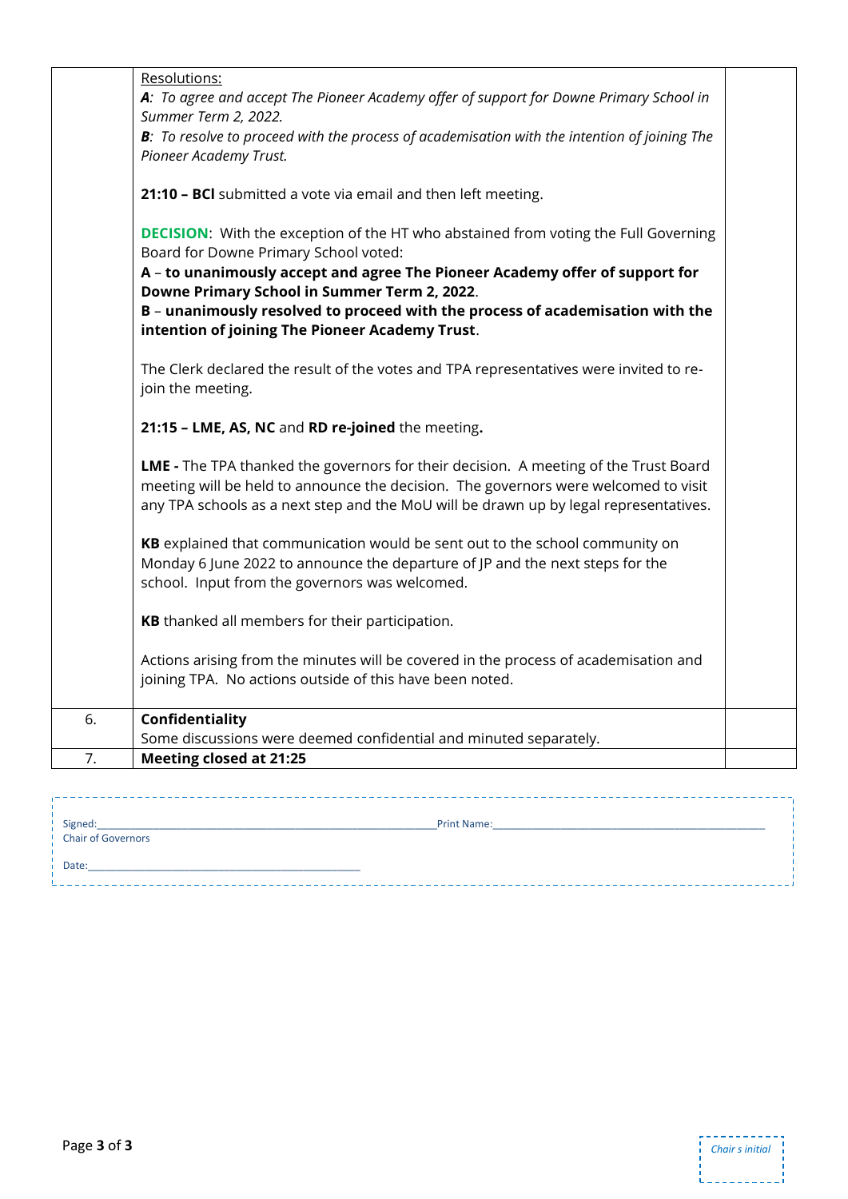| | | |
|---|---|---|
| | Resolutions:<br>***A**: To agree and accept The Pioneer Academy offer of support for Downe Primary School in Summer Term 2, 2022.*<br>***B**: To resolve to proceed with the process of academisation with the intention of joining The Pioneer Academy Trust.*<br><br>**21:10 – BCl** submitted a vote via email and then left meeting.<br><br>**DECISION**: With the exception of the HT who abstained from voting the Full Governing Board for Downe Primary School voted:<br>**A – to unanimously accept and agree The Pioneer Academy offer of support for Downe Primary School in Summer Term 2, 2022**.<br>**B – unanimously resolved to proceed with the process of academisation with the intention of joining The Pioneer Academy Trust**.<br><br>The Clerk declared the result of the votes and TPA representatives were invited to re-join the meeting.<br><br>**21:15 – LME, AS, NC** and **RD re-joined** the meeting**.**<br><br>**LME -** The TPA thanked the governors for their decision. A meeting of the Trust Board meeting will be held to announce the decision. The governors were welcomed to visit any TPA schools as a next step and the MoU will be drawn up by legal representatives.<br><br>**KB** explained that communication would be sent out to the school community on Monday 6 June 2022 to announce the departure of JP and the next steps for the school. Input from the governors was welcomed.<br><br>**KB** thanked all members for their participation.<br><br>Actions arising from the minutes will be covered in the process of academisation and joining TPA. No actions outside of this have been noted. | |
| 6. | **Confidentiality**<br>Some discussions were deemed confidential and minuted separately. | |
| 7. | **Meeting closed at 21:25** | |

Signed:______________________ Print Name:______________________
Chair of Governors

Date:______________________

Chair s initial